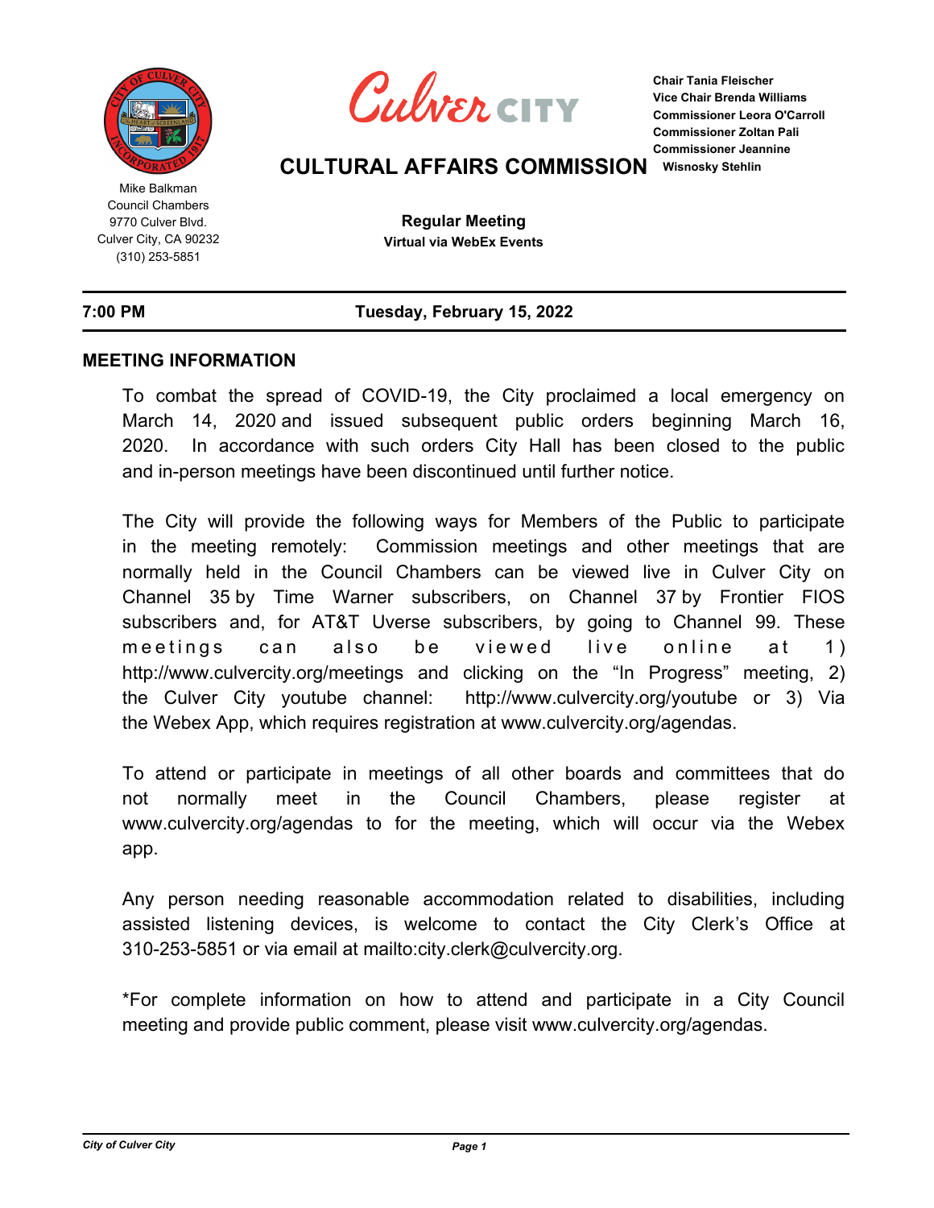Culver CITY

# CULTURAL AFFAIRS COMMISSION

**Chair Tania Fleischer**
**Vice Chair Brenda Williams**
**Commissioner Leora O'Carroll**
**Commissioner Zoltan Pali**
**Commissioner Jeannine Wisnosky Stehlin**

Mike Balkman
Council Chambers
9770 Culver Blvd.
Culver City, CA 90232
(310) 253-5851

**Regular Meeting**
**Virtual via WebEx Events**

**7:00 PM** **Tuesday, February 15, 2022**

## MEETING INFORMATION

To combat the spread of COVID-19, the City proclaimed a local emergency on March 14, 2020 and issued subsequent public orders beginning March 16, 2020. In accordance with such orders City Hall has been closed to the public and in-person meetings have been discontinued until further notice.

The City will provide the following ways for Members of the Public to participate in the meeting remotely: Commission meetings and other meetings that are normally held in the Council Chambers can be viewed live in Culver City on Channel 35 by Time Warner subscribers, on Channel 37 by Frontier FIOS subscribers and, for AT&T Uverse subscribers, by going to Channel 99. These meetings can also be viewed live online at 1) http://www.culvercity.org/meetings and clicking on the "In Progress" meeting, 2) the Culver City youtube channel: http://www.culvercity.org/youtube or 3) Via the Webex App, which requires registration at www.culvercity.org/agendas.

To attend or participate in meetings of all other boards and committees that do not normally meet in the Council Chambers, please register at www.culvercity.org/agendas to for the meeting, which will occur via the Webex app.

Any person needing reasonable accommodation related to disabilities, including assisted listening devices, is welcome to contact the City Clerk's Office at 310-253-5851 or via email at mailto:city.clerk@culvercity.org.

*For complete information on how to attend and participate in a City Council meeting and provide public comment, please visit www.culvercity.org/agendas.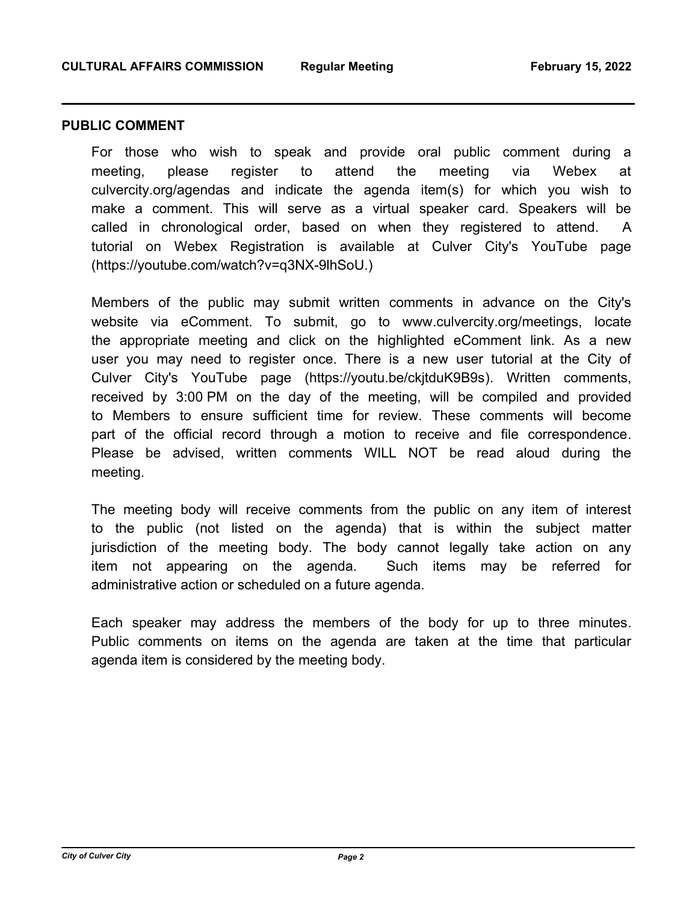## PUBLIC COMMENT

For those who wish to speak and provide oral public comment during a meeting, please register to attend the meeting via Webex at culvercity.org/agendas and indicate the agenda item(s) for which you wish to make a comment. This will serve as a virtual speaker card. Speakers will be called in chronological order, based on when they registered to attend. A tutorial on Webex Registration is available at Culver City's YouTube page (https://youtube.com/watch?v=q3NX-9lhSoU.)

Members of the public may submit written comments in advance on the City's website via eComment. To submit, go to www.culvercity.org/meetings, locate the appropriate meeting and click on the highlighted eComment link. As a new user you may need to register once. There is a new user tutorial at the City of Culver City's YouTube page (https://youtu.be/ckjtduK9B9s). Written comments, received by 3:00 PM on the day of the meeting, will be compiled and provided to Members to ensure sufficient time for review. These comments will become part of the official record through a motion to receive and file correspondence. Please be advised, written comments WILL NOT be read aloud during the meeting.

The meeting body will receive comments from the public on any item of interest to the public (not listed on the agenda) that is within the subject matter jurisdiction of the meeting body. The body cannot legally take action on any item not appearing on the agenda. Such items may be referred for administrative action or scheduled on a future agenda.

Each speaker may address the members of the body for up to three minutes. Public comments on items on the agenda are taken at the time that particular agenda item is considered by the meeting body.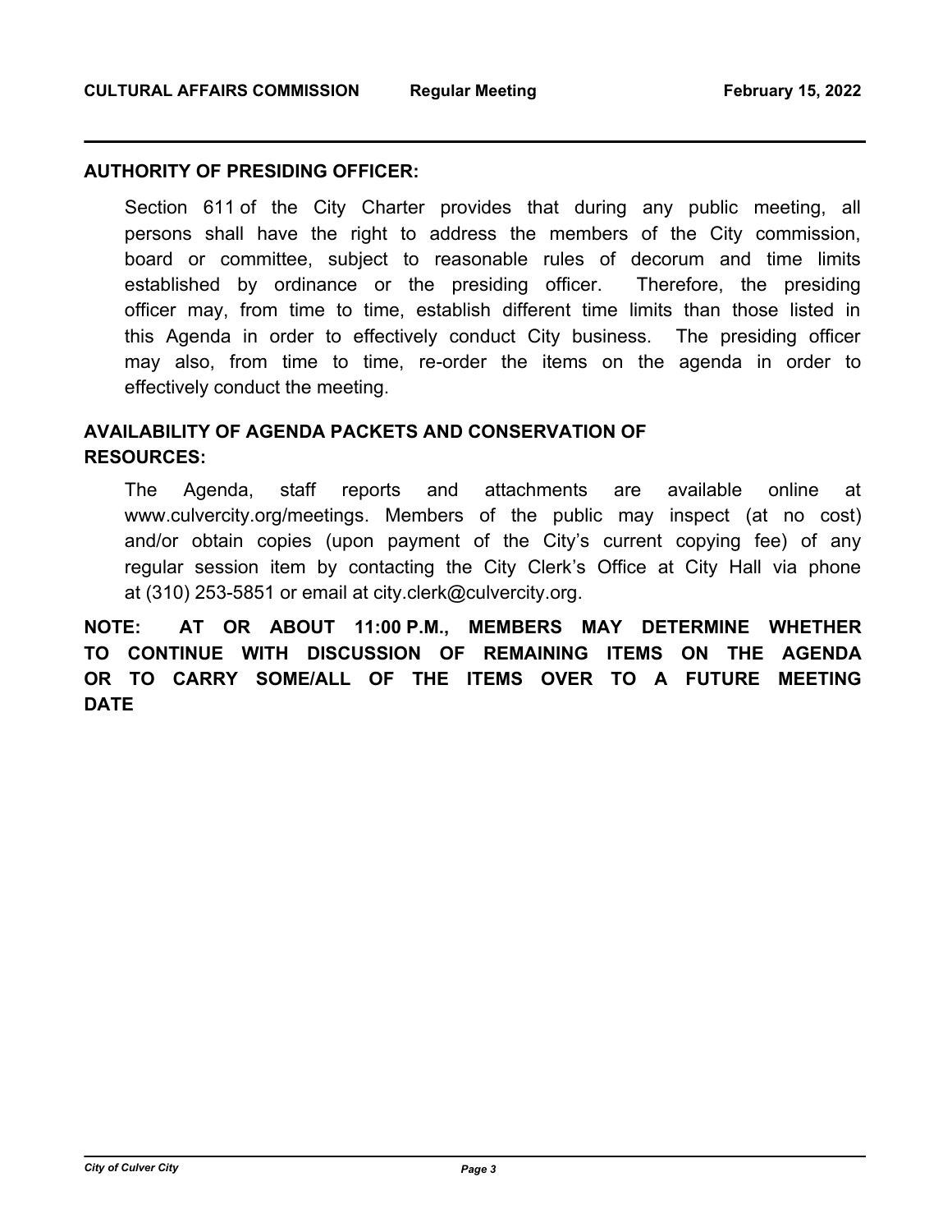## AUTHORITY OF PRESIDING OFFICER:

Section 611 of the City Charter provides that during any public meeting, all persons shall have the right to address the members of the City commission, board or committee, subject to reasonable rules of decorum and time limits established by ordinance or the presiding officer. Therefore, the presiding officer may, from time to time, establish different time limits than those listed in this Agenda in order to effectively conduct City business. The presiding officer may also, from time to time, re-order the items on the agenda in order to effectively conduct the meeting.

## AVAILABILITY OF AGENDA PACKETS AND CONSERVATION OF RESOURCES:

The Agenda, staff reports and attachments are available online at www.culvercity.org/meetings. Members of the public may inspect (at no cost) and/or obtain copies (upon payment of the City's current copying fee) of any regular session item by contacting the City Clerk's Office at City Hall via phone at (310) 253-5851 or email at city.clerk@culvercity.org.

**NOTE: AT OR ABOUT 11:00 P.M., MEMBERS MAY DETERMINE WHETHER TO CONTINUE WITH DISCUSSION OF REMAINING ITEMS ON THE AGENDA OR TO CARRY SOME/ALL OF THE ITEMS OVER TO A FUTURE MEETING DATE**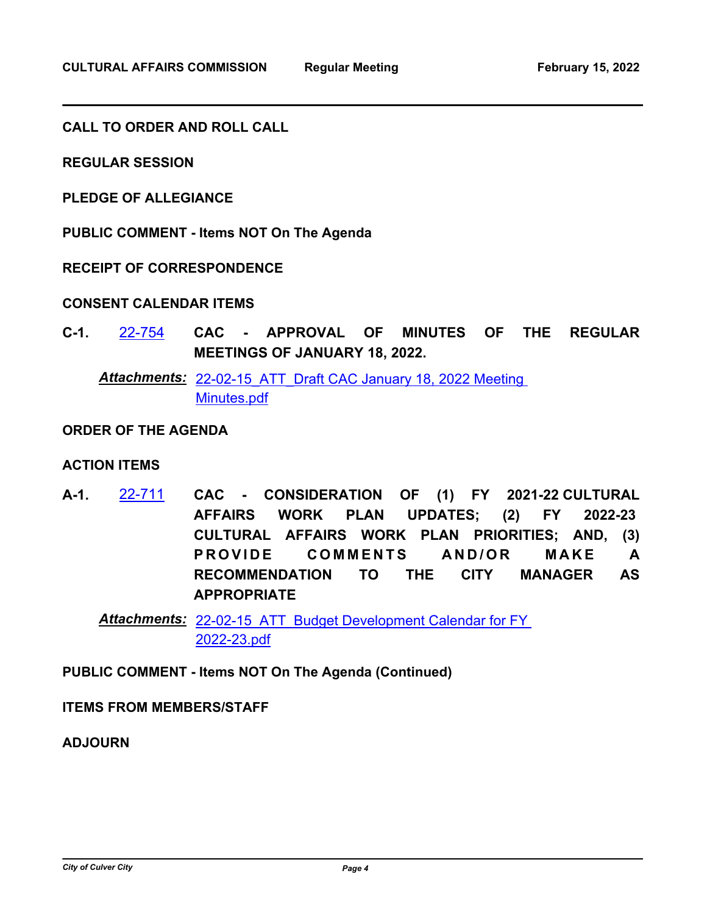**CALL TO ORDER AND ROLL CALL**

**REGULAR SESSION**

**PLEDGE OF ALLEGIANCE**

**PUBLIC COMMENT - Items NOT On The Agenda**

**RECEIPT OF CORRESPONDENCE**

**CONSENT CALENDAR ITEMS**

**C-1.** [22-754] **CAC - APPROVAL OF MINUTES OF THE REGULAR MEETINGS OF JANUARY 18, 2022.**

***Attachments:*** 22-02-15_ATT_Draft CAC January 18, 2022 Meeting Minutes.pdf

**ORDER OF THE AGENDA**

**ACTION ITEMS**

**A-1.** [22-711] **CAC - CONSIDERATION OF (1) FY 2021-22 CULTURAL AFFAIRS WORK PLAN UPDATES; (2) FY 2022-23 CULTURAL AFFAIRS WORK PLAN PRIORITIES; AND, (3) PROVIDE COMMENTS AND/OR MAKE A RECOMMENDATION TO THE CITY MANAGER AS APPROPRIATE**

***Attachments:*** 22-02-15_ATT_Budget Development Calendar for FY 2022-23.pdf

**PUBLIC COMMENT - Items NOT On The Agenda (Continued)**

**ITEMS FROM MEMBERS/STAFF**

**ADJOURN**